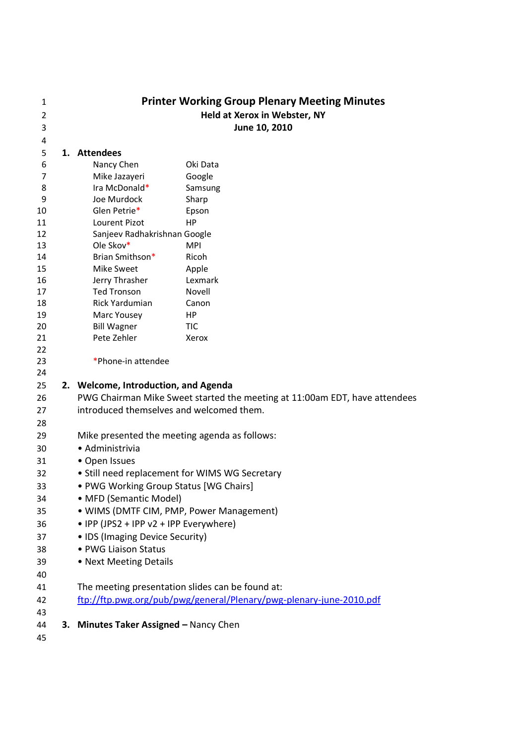# Printer Working Group Plenary Meeting Minutes

**Held at Xerox in Webster, NY**

**June 10, 2010**

## 1. Attendees

| | |
|---|---|
| Nancy Chen | Oki Data |
| Mike Jazayeri | Google |
| Ira McDonald* | Samsung |
| Joe Murdock | Sharp |
| Glen Petrie* | Epson |
| Lourent Pizot | HP |
| Sanjeev Radhakrishnan | Google |
| Ole Skov* | MPI |
| Brian Smithson* | Ricoh |
| Mike Sweet | Apple |
| Jerry Thrasher | Lexmark |
| Ted Tronson | Novell |
| Rick Yardumian | Canon |
| Marc Yousey | HP |
| Bill Wagner | TIC |
| Pete Zehler | Xerox |

*Phone-in attendee

## 2. Welcome, Introduction, and Agenda

PWG Chairman Mike Sweet started the meeting at 11:00am EDT, have attendees introduced themselves and welcomed them.

Mike presented the meeting agenda as follows:

- Administrivia
- Open Issues
- Still need replacement for WIMS WG Secretary
- PWG Working Group Status [WG Chairs]
- MFD (Semantic Model)
- WIMS (DMTF CIM, PMP, Power Management)
- IPP (JPS2 + IPP v2 + IPP Everywhere)
- IDS (Imaging Device Security)
- PWG Liaison Status
- Next Meeting Details

The meeting presentation slides can be found at:
[ftp://ftp.pwg.org/pub/pwg/general/Plenary/pwg-plenary-june-2010.pdf](ftp://ftp.pwg.org/pub/pwg/general/Plenary/pwg-plenary-june-2010.pdf)

## 3. Minutes Taker Assigned – Nancy Chen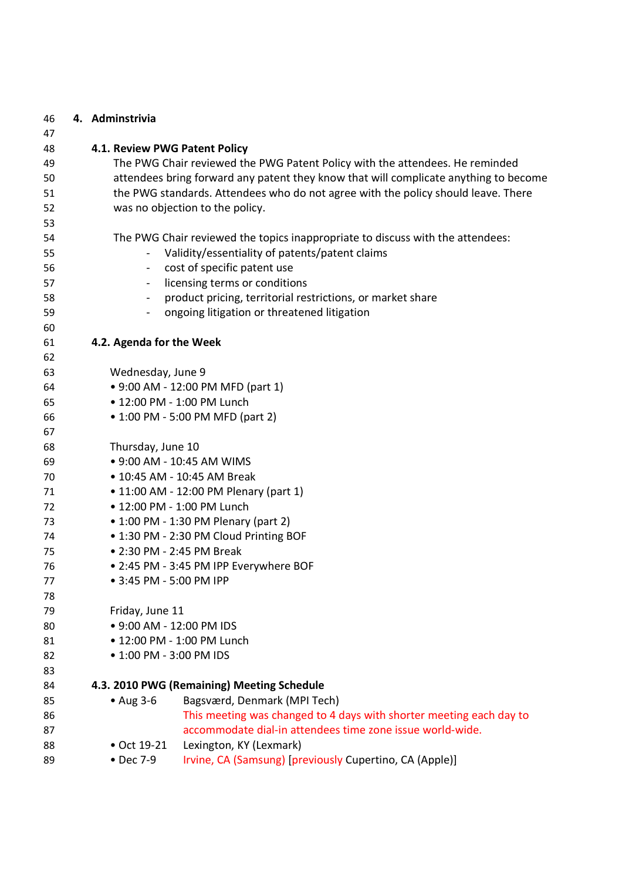## 4. Adminstrivia

### 4.1. Review PWG Patent Policy

The PWG Chair reviewed the PWG Patent Policy with the attendees. He reminded attendees bring forward any patent they know that will complicate anything to become the PWG standards. Attendees who do not agree with the policy should leave. There was no objection to the policy.

The PWG Chair reviewed the topics inappropriate to discuss with the attendees:

- Validity/essentiality of patents/patent claims
- cost of specific patent use
- licensing terms or conditions
- product pricing, territorial restrictions, or market share
- ongoing litigation or threatened litigation

### 4.2. Agenda for the Week

Wednesday, June 9

- 9:00 AM - 12:00 PM MFD (part 1)
- 12:00 PM - 1:00 PM Lunch
- 1:00 PM - 5:00 PM MFD (part 2)

Thursday, June 10

- 9:00 AM - 10:45 AM WIMS
- 10:45 AM - 10:45 AM Break
- 11:00 AM - 12:00 PM Plenary (part 1)
- 12:00 PM - 1:00 PM Lunch
- 1:00 PM - 1:30 PM Plenary (part 2)
- 1:30 PM - 2:30 PM Cloud Printing BOF
- 2:30 PM - 2:45 PM Break
- 2:45 PM - 3:45 PM IPP Everywhere BOF
- 3:45 PM - 5:00 PM IPP

Friday, June 11

- 9:00 AM - 12:00 PM IDS
- 12:00 PM - 1:00 PM Lunch
- 1:00 PM - 3:00 PM IDS

### 4.3. 2010 PWG (Remaining) Meeting Schedule

- Aug 3-6 Bagsværd, Denmark (MPI Tech)
  This meeting was changed to 4 days with shorter meeting each day to accommodate dial-in attendees time zone issue world-wide.
- Oct 19-21 Lexington, KY (Lexmark)
- Dec 7-9 Irvine, CA (Samsung) [previously Cupertino, CA (Apple)]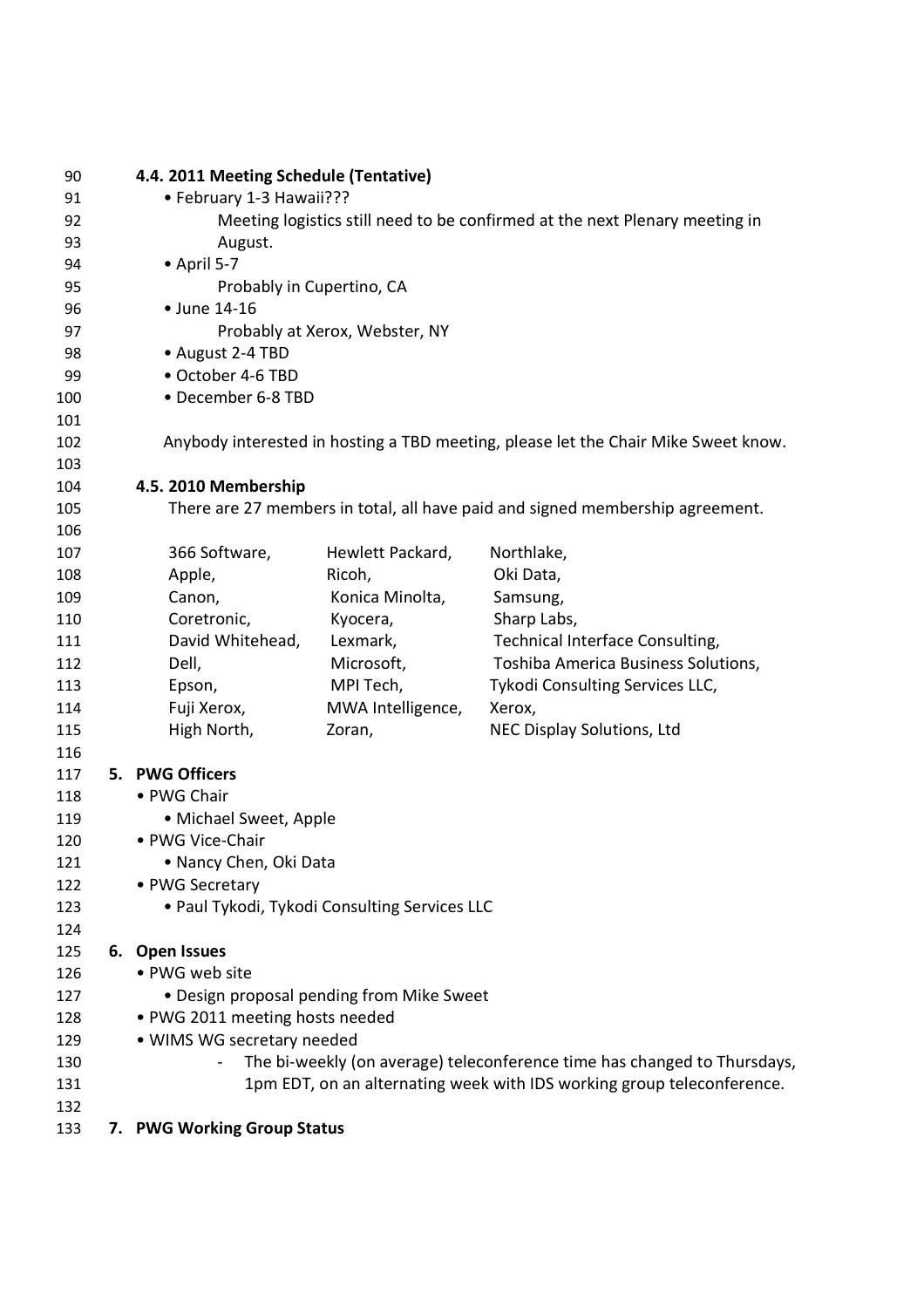### 4.4. 2011 Meeting Schedule (Tentative)

- February 1-3 Hawaii???

  Meeting logistics still need to be confirmed at the next Plenary meeting in August.

- April 5-7

  Probably in Cupertino, CA

- June 14-16

  Probably at Xerox, Webster, NY

- August 2-4 TBD
- October 4-6 TBD
- December 6-8 TBD

Anybody interested in hosting a TBD meeting, please let the Chair Mike Sweet know.

### 4.5. 2010 Membership

There are 27 members in total, all have paid and signed membership agreement.

| | | |
|---|---|---|
| 366 Software, | Hewlett Packard, | Northlake, |
| Apple, | Ricoh, | Oki Data, |
| Canon, | Konica Minolta, | Samsung, |
| Coretronic, | Kyocera, | Sharp Labs, |
| David Whitehead, | Lexmark, | Technical Interface Consulting, |
| Dell, | Microsoft, | Toshiba America Business Solutions, |
| Epson, | MPI Tech, | Tykodi Consulting Services LLC, |
| Fuji Xerox, | MWA Intelligence, | Xerox, |
| High North, | Zoran, | NEC Display Solutions, Ltd |

## 5. PWG Officers

- PWG Chair
  - Michael Sweet, Apple
- PWG Vice-Chair
  - Nancy Chen, Oki Data
- PWG Secretary
  - Paul Tykodi, Tykodi Consulting Services LLC

## 6. Open Issues

- PWG web site
  - Design proposal pending from Mike Sweet
- PWG 2011 meeting hosts needed
- WIMS WG secretary needed
  - The bi-weekly (on average) teleconference time has changed to Thursdays, 1pm EDT, on an alternating week with IDS working group teleconference.

## 7. PWG Working Group Status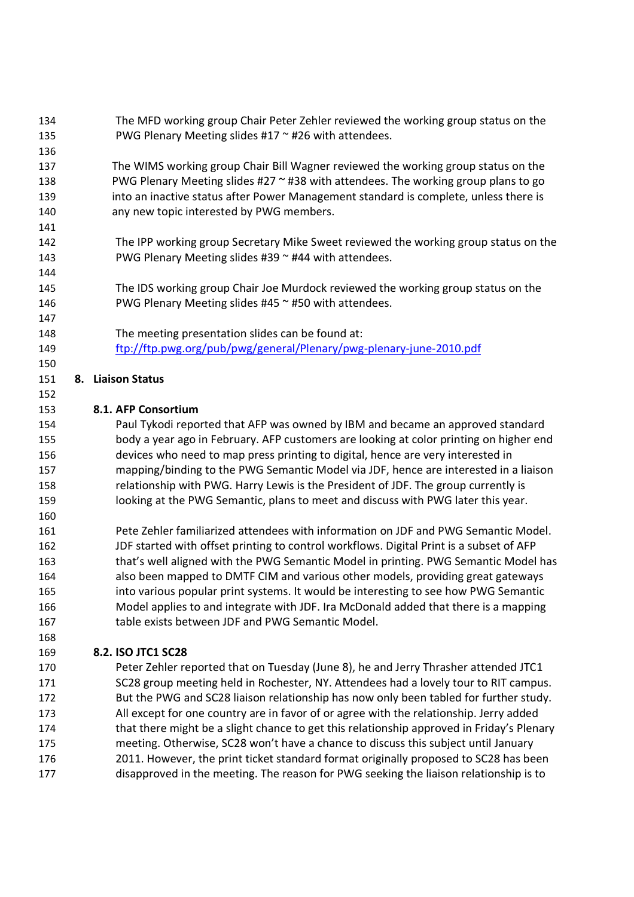The MFD working group Chair Peter Zehler reviewed the working group status on the PWG Plenary Meeting slides #17 ~ #26 with attendees.

The WIMS working group Chair Bill Wagner reviewed the working group status on the PWG Plenary Meeting slides #27 ~ #38 with attendees. The working group plans to go into an inactive status after Power Management standard is complete, unless there is any new topic interested by PWG members.

The IPP working group Secretary Mike Sweet reviewed the working group status on the PWG Plenary Meeting slides #39 ~ #44 with attendees.

The IDS working group Chair Joe Murdock reviewed the working group status on the PWG Plenary Meeting slides #45 ~ #50 with attendees.

The meeting presentation slides can be found at:
[ftp://ftp.pwg.org/pub/pwg/general/Plenary/pwg-plenary-june-2010.pdf](ftp://ftp.pwg.org/pub/pwg/general/Plenary/pwg-plenary-june-2010.pdf)

## 8. Liaison Status

### 8.1. AFP Consortium

Paul Tykodi reported that AFP was owned by IBM and became an approved standard body a year ago in February. AFP customers are looking at color printing on higher end devices who need to map press printing to digital, hence are very interested in mapping/binding to the PWG Semantic Model via JDF, hence are interested in a liaison relationship with PWG. Harry Lewis is the President of JDF. The group currently is looking at the PWG Semantic, plans to meet and discuss with PWG later this year.

Pete Zehler familiarized attendees with information on JDF and PWG Semantic Model. JDF started with offset printing to control workflows. Digital Print is a subset of AFP that's well aligned with the PWG Semantic Model in printing. PWG Semantic Model has also been mapped to DMTF CIM and various other models, providing great gateways into various popular print systems. It would be interesting to see how PWG Semantic Model applies to and integrate with JDF. Ira McDonald added that there is a mapping table exists between JDF and PWG Semantic Model.

### 8.2. ISO JTC1 SC28

Peter Zehler reported that on Tuesday (June 8), he and Jerry Thrasher attended JTC1 SC28 group meeting held in Rochester, NY. Attendees had a lovely tour to RIT campus. But the PWG and SC28 liaison relationship has now only been tabled for further study. All except for one country are in favor of or agree with the relationship. Jerry added that there might be a slight chance to get this relationship approved in Friday's Plenary meeting. Otherwise, SC28 won't have a chance to discuss this subject until January 2011. However, the print ticket standard format originally proposed to SC28 has been disapproved in the meeting. The reason for PWG seeking the liaison relationship is to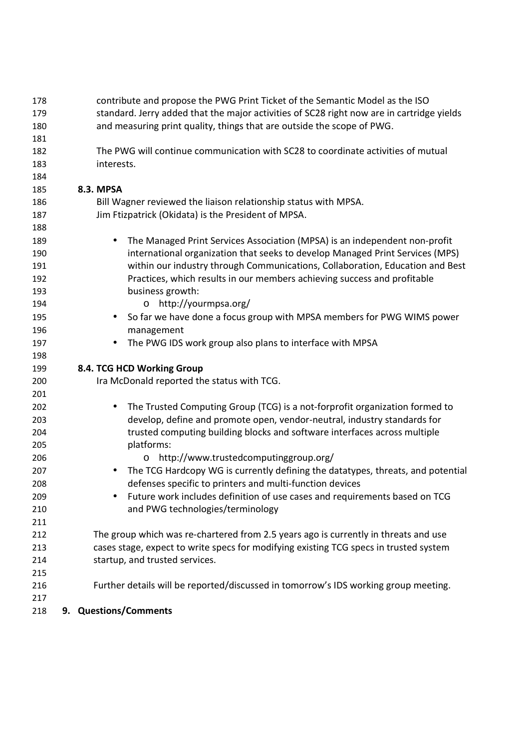contribute and propose the PWG Print Ticket of the Semantic Model as the ISO standard. Jerry added that the major activities of SC28 right now are in cartridge yields and measuring print quality, things that are outside the scope of PWG.

The PWG will continue communication with SC28 to coordinate activities of mutual interests.

### 8.3. MPSA

Bill Wagner reviewed the liaison relationship status with MPSA.
Jim Ftizpatrick (Okidata) is the President of MPSA.

- The Managed Print Services Association (MPSA) is an independent non-profit international organization that seeks to develop Managed Print Services (MPS) within our industry through Communications, Collaboration, Education and Best Practices, which results in our members achieving success and profitable business growth:
  - http://yourmpsa.org/
- So far we have done a focus group with MPSA members for PWG WIMS power management
- The PWG IDS work group also plans to interface with MPSA

### 8.4. TCG HCD Working Group

Ira McDonald reported the status with TCG.

- The Trusted Computing Group (TCG) is a not-forprofit organization formed to develop, define and promote open, vendor-neutral, industry standards for trusted computing building blocks and software interfaces across multiple platforms:
  - http://www.trustedcomputinggroup.org/
- The TCG Hardcopy WG is currently defining the datatypes, threats, and potential defenses specific to printers and multi-function devices
- Future work includes definition of use cases and requirements based on TCG and PWG technologies/terminology

The group which was re-chartered from 2.5 years ago is currently in threats and use cases stage, expect to write specs for modifying existing TCG specs in trusted system startup, and trusted services.

Further details will be reported/discussed in tomorrow's IDS working group meeting.

## 9. Questions/Comments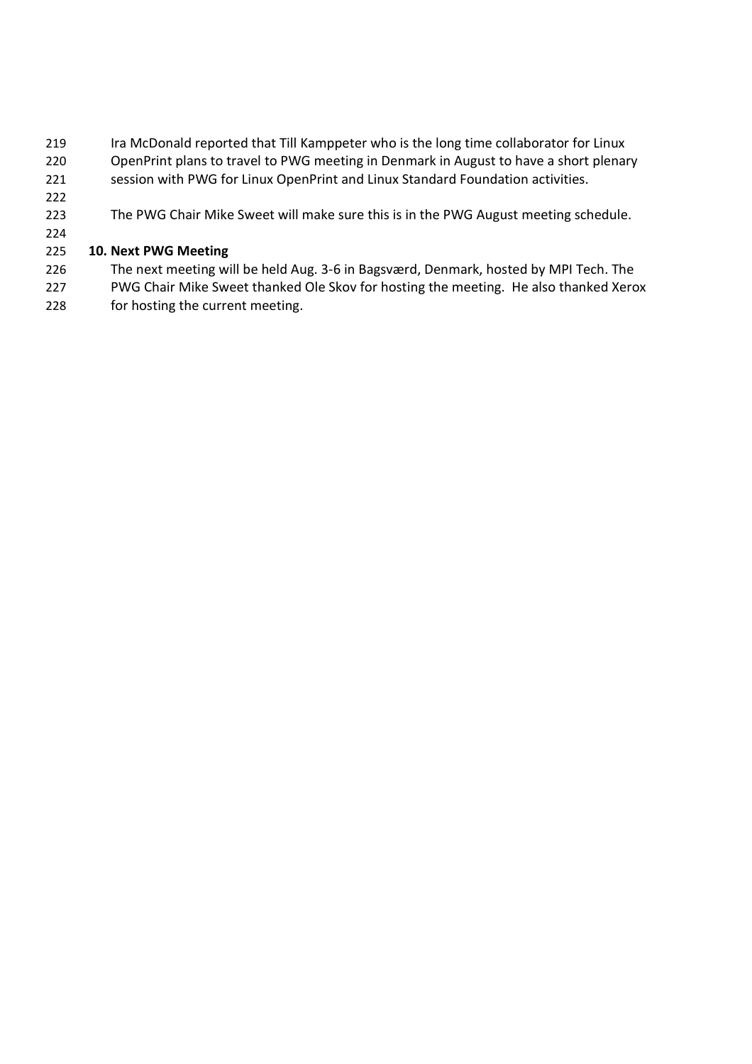Ira McDonald reported that Till Kamppeter who is the long time collaborator for Linux OpenPrint plans to travel to PWG meeting in Denmark in August to have a short plenary session with PWG for Linux OpenPrint and Linux Standard Foundation activities.

The PWG Chair Mike Sweet will make sure this is in the PWG August meeting schedule.

## 10. Next PWG Meeting

The next meeting will be held Aug. 3-6 in Bagsværd, Denmark, hosted by MPI Tech. The PWG Chair Mike Sweet thanked Ole Skov for hosting the meeting. He also thanked Xerox for hosting the current meeting.